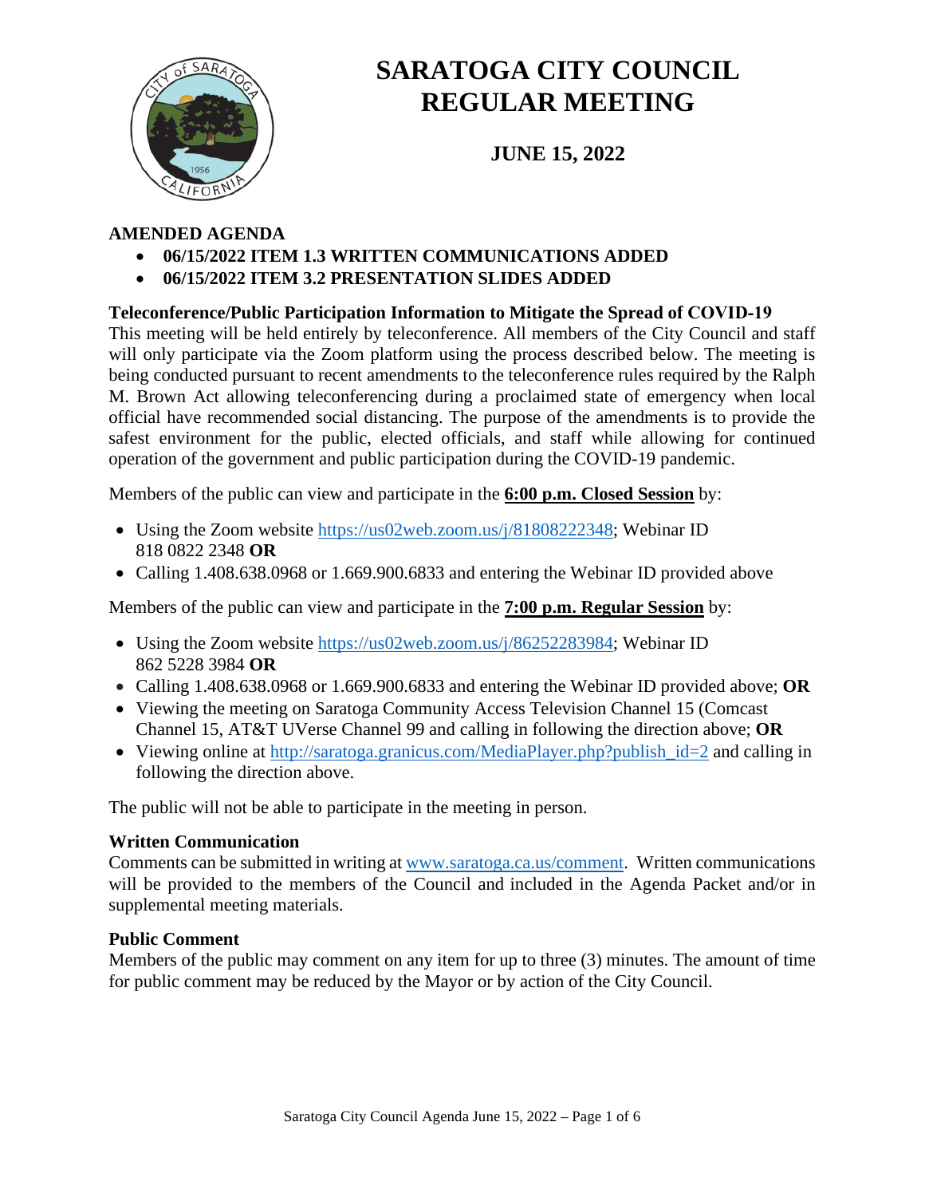# SARATOGA CITY COUNCIL REGULAR MEETING

## JUNE 15, 2022

**AMENDED AGENDA**

- **06/15/2022 ITEM 1.3 WRITTEN COMMUNICATIONS ADDED**
- **06/15/2022 ITEM 3.2 PRESENTATION SLIDES ADDED**

**Teleconference/Public Participation Information to Mitigate the Spread of COVID-19**
This meeting will be held entirely by teleconference. All members of the City Council and staff will only participate via the Zoom platform using the process described below. The meeting is being conducted pursuant to recent amendments to the teleconference rules required by the Ralph M. Brown Act allowing teleconferencing during a proclaimed state of emergency when local official have recommended social distancing. The purpose of the amendments is to provide the safest environment for the public, elected officials, and staff while allowing for continued operation of the government and public participation during the COVID-19 pandemic.

Members of the public can view and participate in the **6:00 p.m. Closed Session** by:

- Using the Zoom website https://us02web.zoom.us/j/81808222348; Webinar ID 818 0822 2348 **OR**
- Calling 1.408.638.0968 or 1.669.900.6833 and entering the Webinar ID provided above

Members of the public can view and participate in the **7:00 p.m. Regular Session** by:

- Using the Zoom website https://us02web.zoom.us/j/86252283984; Webinar ID 862 5228 3984 **OR**
- Calling 1.408.638.0968 or 1.669.900.6833 and entering the Webinar ID provided above; **OR**
- Viewing the meeting on Saratoga Community Access Television Channel 15 (Comcast Channel 15, AT&T UVerse Channel 99 and calling in following the direction above; **OR**
- Viewing online at http://saratoga.granicus.com/MediaPlayer.php?publish_id=2 and calling in following the direction above.

The public will not be able to participate in the meeting in person.

**Written Communication**
Comments can be submitted in writing at www.saratoga.ca.us/comment. Written communications will be provided to the members of the Council and included in the Agenda Packet and/or in supplemental meeting materials.

**Public Comment**
Members of the public may comment on any item for up to three (3) minutes. The amount of time for public comment may be reduced by the Mayor or by action of the City Council.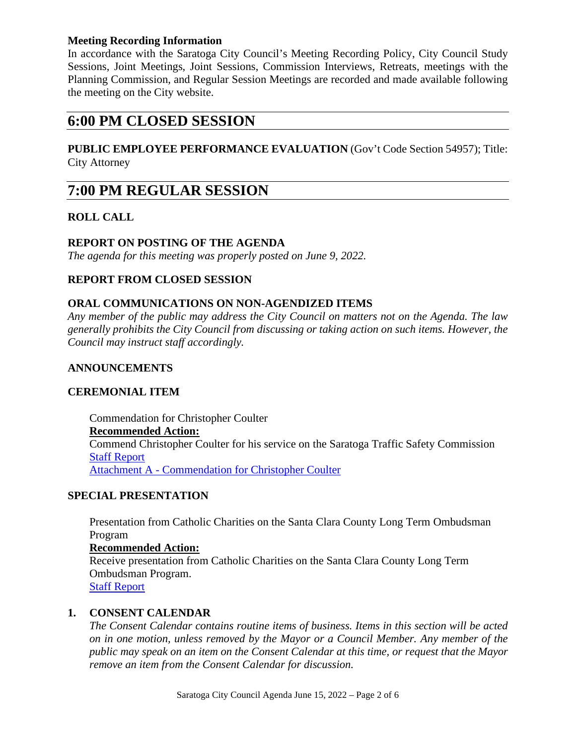**Meeting Recording Information**

In accordance with the Saratoga City Council's Meeting Recording Policy, City Council Study Sessions, Joint Meetings, Joint Sessions, Commission Interviews, Retreats, meetings with the Planning Commission, and Regular Session Meetings are recorded and made available following the meeting on the City website.

# 6:00 PM CLOSED SESSION

**PUBLIC EMPLOYEE PERFORMANCE EVALUATION** (Gov't Code Section 54957); Title: City Attorney

# 7:00 PM REGULAR SESSION

### ROLL CALL

### REPORT ON POSTING OF THE AGENDA

*The agenda for this meeting was properly posted on June 9, 2022.*

### REPORT FROM CLOSED SESSION

### ORAL COMMUNICATIONS ON NON-AGENDIZED ITEMS

*Any member of the public may address the City Council on matters not on the Agenda. The law generally prohibits the City Council from discussing or taking action on such items. However, the Council may instruct staff accordingly.*

### ANNOUNCEMENTS

### CEREMONIAL ITEM

Commendation for Christopher Coulter

**Recommended Action:**

Commend Christopher Coulter for his service on the Saratoga Traffic Safety Commission

Staff Report

Attachment A - Commendation for Christopher Coulter

### SPECIAL PRESENTATION

Presentation from Catholic Charities on the Santa Clara County Long Term Ombudsman Program

**Recommended Action:**

Receive presentation from Catholic Charities on the Santa Clara County Long Term Ombudsman Program.

Staff Report

### 1. CONSENT CALENDAR

*The Consent Calendar contains routine items of business. Items in this section will be acted on in one motion, unless removed by the Mayor or a Council Member. Any member of the public may speak on an item on the Consent Calendar at this time, or request that the Mayor remove an item from the Consent Calendar for discussion.*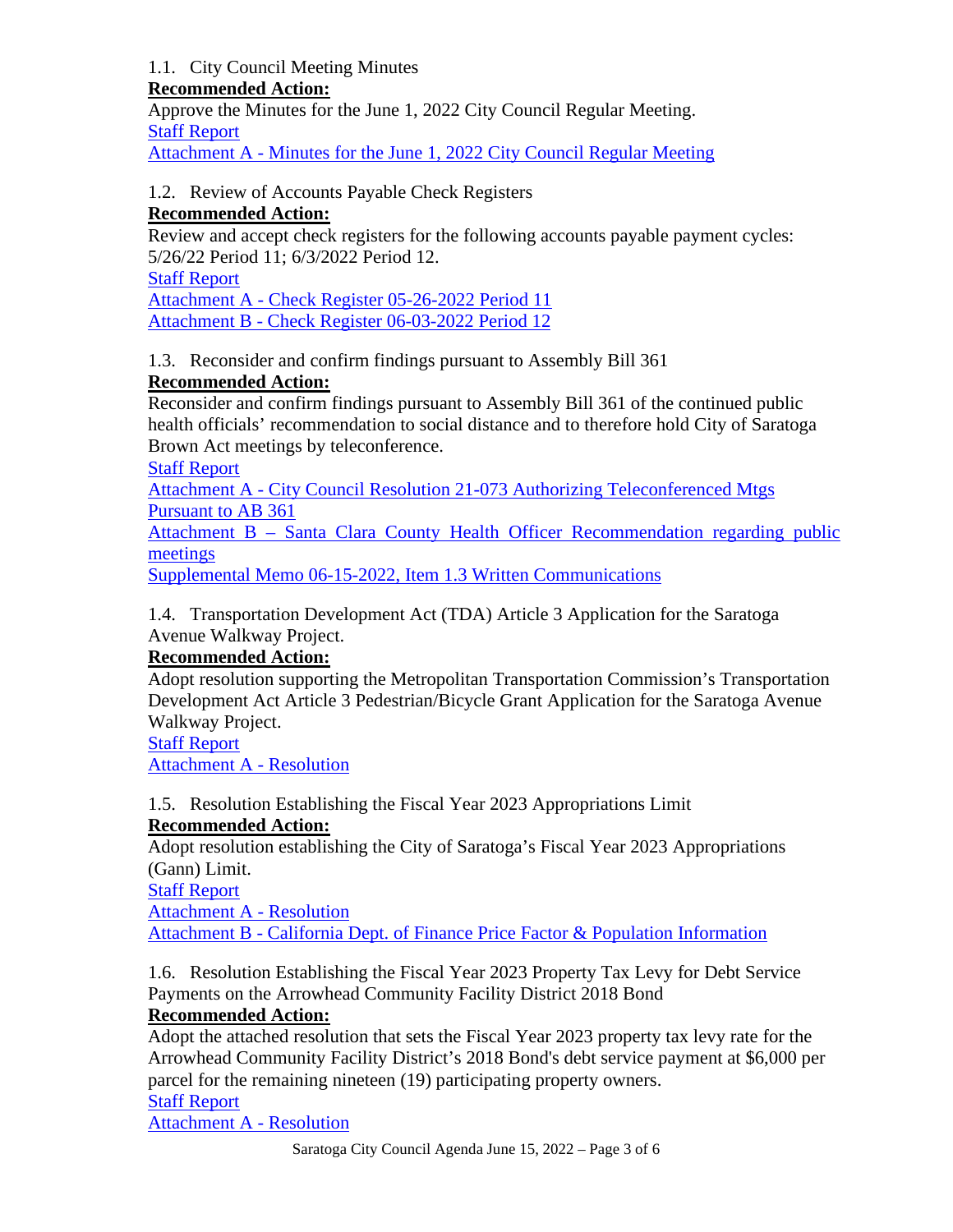1.1. City Council Meeting Minutes

**Recommended Action:**

Approve the Minutes for the June 1, 2022 City Council Regular Meeting.

Staff Report

Attachment A - Minutes for the June 1, 2022 City Council Regular Meeting

1.2. Review of Accounts Payable Check Registers

**Recommended Action:**

Review and accept check registers for the following accounts payable payment cycles: 5/26/22 Period 11; 6/3/2022 Period 12.

Staff Report

Attachment A - Check Register 05-26-2022 Period 11

Attachment B - Check Register 06-03-2022 Period 12

1.3. Reconsider and confirm findings pursuant to Assembly Bill 361

**Recommended Action:**

Reconsider and confirm findings pursuant to Assembly Bill 361 of the continued public health officials' recommendation to social distance and to therefore hold City of Saratoga Brown Act meetings by teleconference.

Staff Report

Attachment A - City Council Resolution 21-073 Authorizing Teleconferenced Mtgs Pursuant to AB 361

Attachment B – Santa Clara County Health Officer Recommendation regarding public meetings

Supplemental Memo 06-15-2022, Item 1.3 Written Communications

1.4. Transportation Development Act (TDA) Article 3 Application for the Saratoga Avenue Walkway Project.

**Recommended Action:**

Adopt resolution supporting the Metropolitan Transportation Commission's Transportation Development Act Article 3 Pedestrian/Bicycle Grant Application for the Saratoga Avenue Walkway Project.

Staff Report

Attachment A - Resolution

1.5. Resolution Establishing the Fiscal Year 2023 Appropriations Limit

**Recommended Action:**

Adopt resolution establishing the City of Saratoga's Fiscal Year 2023 Appropriations (Gann) Limit.

Staff Report

Attachment A - Resolution

Attachment B - California Dept. of Finance Price Factor & Population Information

1.6. Resolution Establishing the Fiscal Year 2023 Property Tax Levy for Debt Service Payments on the Arrowhead Community Facility District 2018 Bond

**Recommended Action:**

Adopt the attached resolution that sets the Fiscal Year 2023 property tax levy rate for the Arrowhead Community Facility District's 2018 Bond's debt service payment at $6,000 per parcel for the remaining nineteen (19) participating property owners.

Staff Report

Attachment A - Resolution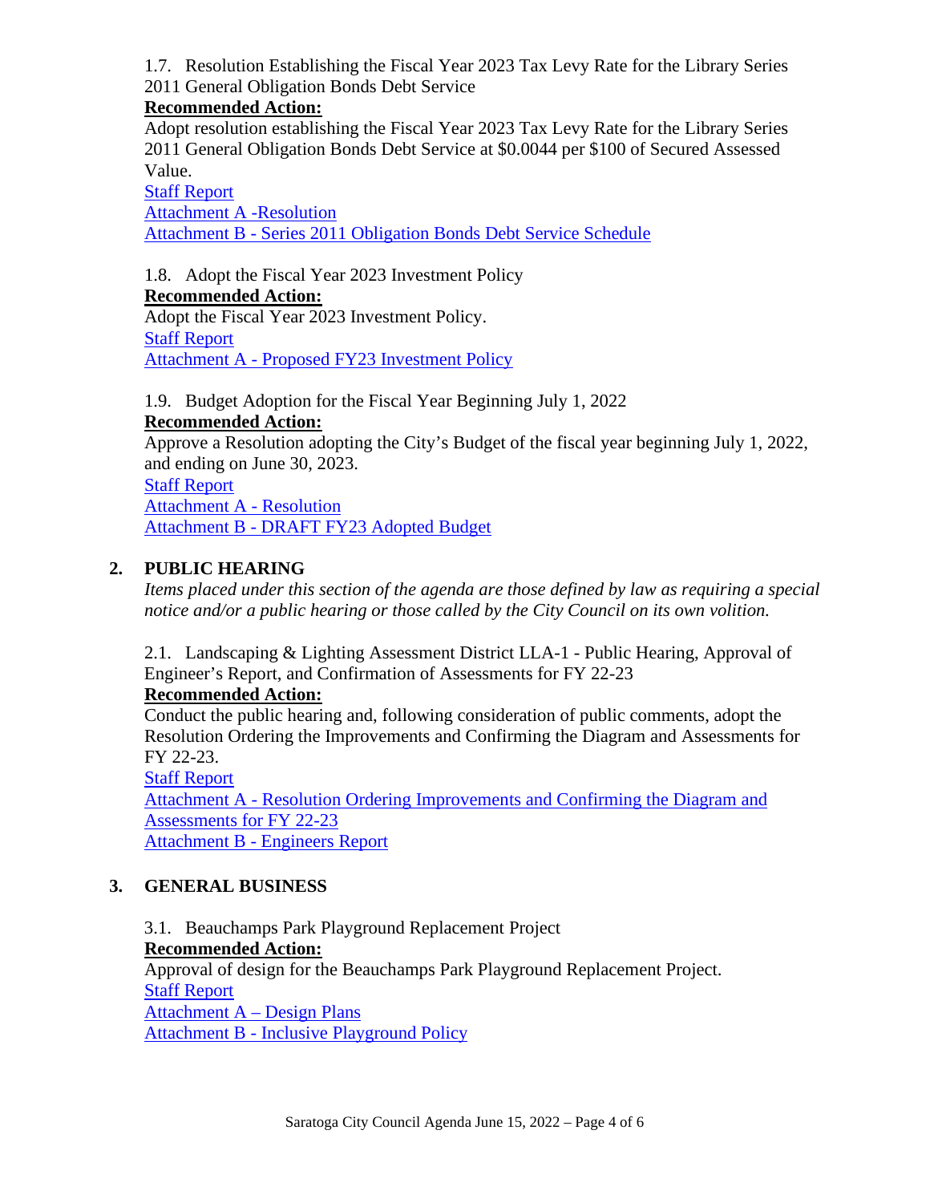1.7. Resolution Establishing the Fiscal Year 2023 Tax Levy Rate for the Library Series 2011 General Obligation Bonds Debt Service

**Recommended Action:**

Adopt resolution establishing the Fiscal Year 2023 Tax Levy Rate for the Library Series 2011 General Obligation Bonds Debt Service at $0.0044 per $100 of Secured Assessed Value.

Staff Report

Attachment A -Resolution

Attachment B - Series 2011 Obligation Bonds Debt Service Schedule

1.8. Adopt the Fiscal Year 2023 Investment Policy

**Recommended Action:**

Adopt the Fiscal Year 2023 Investment Policy.

Staff Report

Attachment A - Proposed FY23 Investment Policy

1.9. Budget Adoption for the Fiscal Year Beginning July 1, 2022

**Recommended Action:**

Approve a Resolution adopting the City's Budget of the fiscal year beginning July 1, 2022, and ending on June 30, 2023.

Staff Report

Attachment A - Resolution

Attachment B - DRAFT FY23 Adopted Budget

## 2. PUBLIC HEARING

*Items placed under this section of the agenda are those defined by law as requiring a special notice and/or a public hearing or those called by the City Council on its own volition.*

2.1. Landscaping & Lighting Assessment District LLA-1 - Public Hearing, Approval of Engineer's Report, and Confirmation of Assessments for FY 22-23

**Recommended Action:**

Conduct the public hearing and, following consideration of public comments, adopt the Resolution Ordering the Improvements and Confirming the Diagram and Assessments for FY 22-23.

Staff Report

Attachment A - Resolution Ordering Improvements and Confirming the Diagram and Assessments for FY 22-23

Attachment B - Engineers Report

## 3. GENERAL BUSINESS

3.1. Beauchamps Park Playground Replacement Project

**Recommended Action:**

Approval of design for the Beauchamps Park Playground Replacement Project.

Staff Report

Attachment A – Design Plans

Attachment B - Inclusive Playground Policy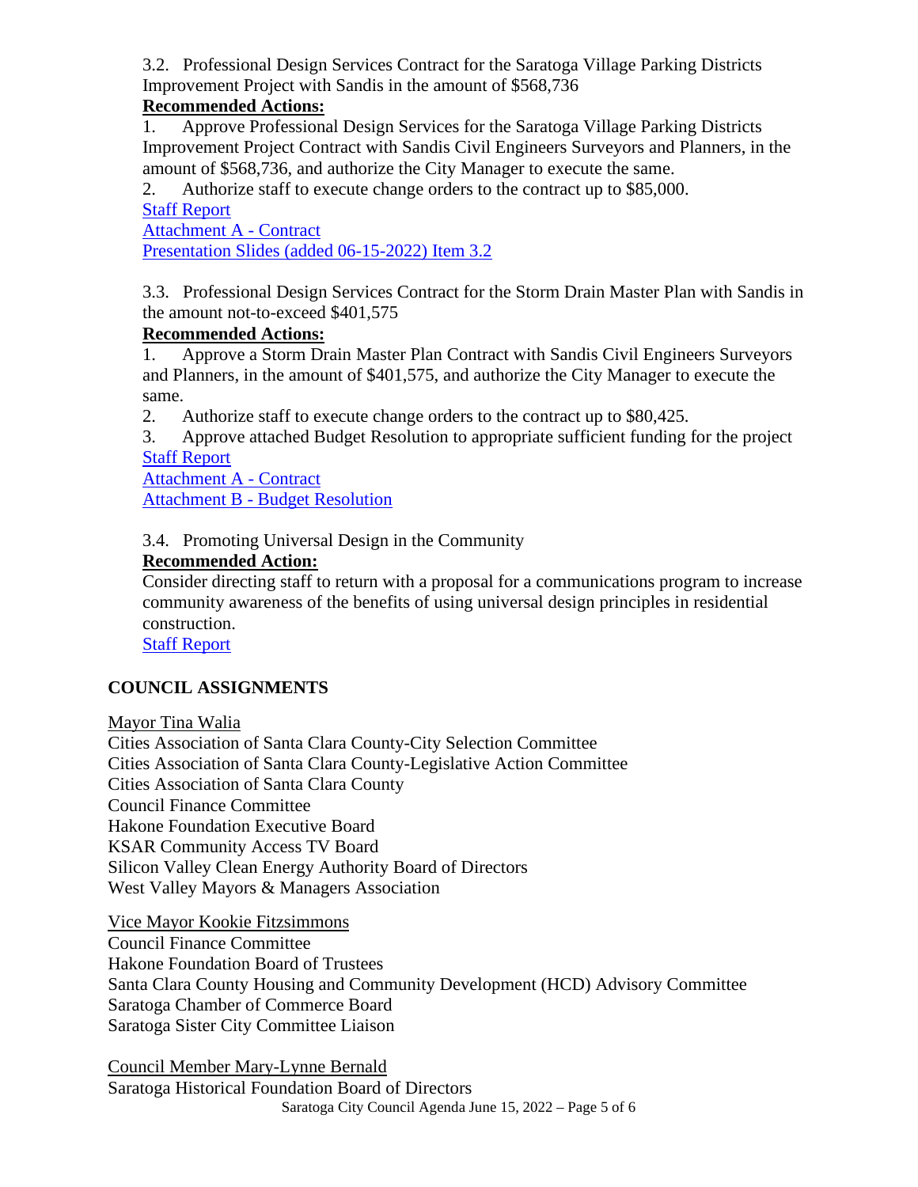3.2. Professional Design Services Contract for the Saratoga Village Parking Districts Improvement Project with Sandis in the amount of $568,736

**Recommended Actions:**

1. Approve Professional Design Services for the Saratoga Village Parking Districts Improvement Project Contract with Sandis Civil Engineers Surveyors and Planners, in the amount of $568,736, and authorize the City Manager to execute the same.
2. Authorize staff to execute change orders to the contract up to $85,000.

Staff Report

Attachment A - Contract

Presentation Slides (added 06-15-2022) Item 3.2

3.3. Professional Design Services Contract for the Storm Drain Master Plan with Sandis in the amount not-to-exceed $401,575

**Recommended Actions:**

1. Approve a Storm Drain Master Plan Contract with Sandis Civil Engineers Surveyors and Planners, in the amount of $401,575, and authorize the City Manager to execute the same.
2. Authorize staff to execute change orders to the contract up to $80,425.
3. Approve attached Budget Resolution to appropriate sufficient funding for the project

Staff Report

Attachment A - Contract

Attachment B - Budget Resolution

3.4. Promoting Universal Design in the Community

**Recommended Action:**

Consider directing staff to return with a proposal for a communications program to increase community awareness of the benefits of using universal design principles in residential construction.

Staff Report

## COUNCIL ASSIGNMENTS

Mayor Tina Walia

Cities Association of Santa Clara County-City Selection Committee
Cities Association of Santa Clara County-Legislative Action Committee
Cities Association of Santa Clara County
Council Finance Committee
Hakone Foundation Executive Board
KSAR Community Access TV Board
Silicon Valley Clean Energy Authority Board of Directors
West Valley Mayors & Managers Association

Vice Mayor Kookie Fitzsimmons

Council Finance Committee
Hakone Foundation Board of Trustees
Santa Clara County Housing and Community Development (HCD) Advisory Committee
Saratoga Chamber of Commerce Board
Saratoga Sister City Committee Liaison

Council Member Mary-Lynne Bernald

Saratoga Historical Foundation Board of Directors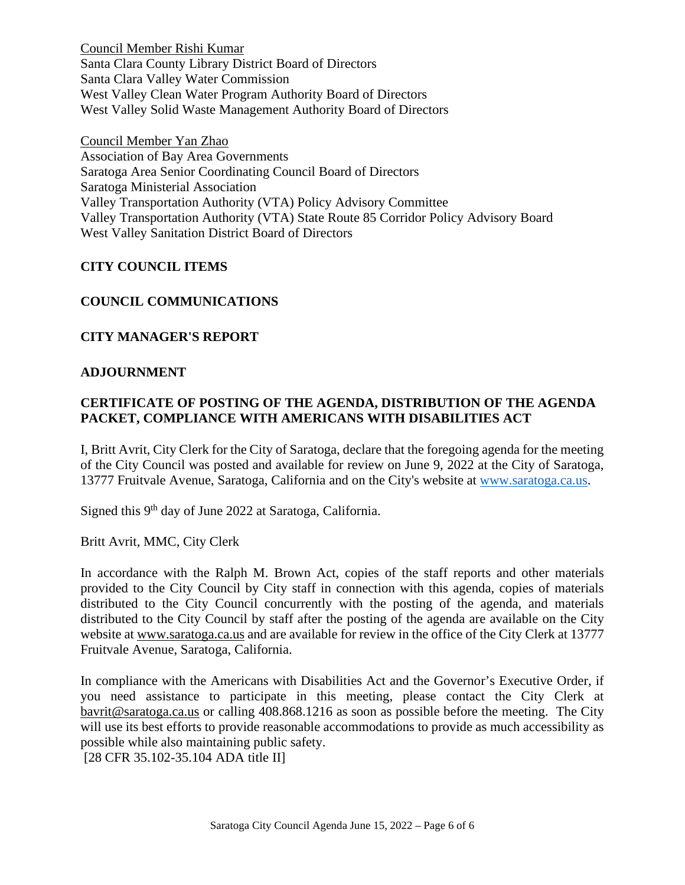Council Member Rishi Kumar
Santa Clara County Library District Board of Directors
Santa Clara Valley Water Commission
West Valley Clean Water Program Authority Board of Directors
West Valley Solid Waste Management Authority Board of Directors

Council Member Yan Zhao
Association of Bay Area Governments
Saratoga Area Senior Coordinating Council Board of Directors
Saratoga Ministerial Association
Valley Transportation Authority (VTA) Policy Advisory Committee
Valley Transportation Authority (VTA) State Route 85 Corridor Policy Advisory Board
West Valley Sanitation District Board of Directors

**CITY COUNCIL ITEMS**

**COUNCIL COMMUNICATIONS**

**CITY MANAGER'S REPORT**

**ADJOURNMENT**

**CERTIFICATE OF POSTING OF THE AGENDA, DISTRIBUTION OF THE AGENDA PACKET, COMPLIANCE WITH AMERICANS WITH DISABILITIES ACT**

I, Britt Avrit, City Clerk for the City of Saratoga, declare that the foregoing agenda for the meeting of the City Council was posted and available for review on June 9, 2022 at the City of Saratoga, 13777 Fruitvale Avenue, Saratoga, California and on the City's website at www.saratoga.ca.us.

Signed this 9th day of June 2022 at Saratoga, California.

Britt Avrit, MMC, City Clerk

In accordance with the Ralph M. Brown Act, copies of the staff reports and other materials provided to the City Council by City staff in connection with this agenda, copies of materials distributed to the City Council concurrently with the posting of the agenda, and materials distributed to the City Council by staff after the posting of the agenda are available on the City website at www.saratoga.ca.us and are available for review in the office of the City Clerk at 13777 Fruitvale Avenue, Saratoga, California.

In compliance with the Americans with Disabilities Act and the Governor's Executive Order, if you need assistance to participate in this meeting, please contact the City Clerk at bavrit@saratoga.ca.us or calling 408.868.1216 as soon as possible before the meeting. The City will use its best efforts to provide reasonable accommodations to provide as much accessibility as possible while also maintaining public safety.
[28 CFR 35.102-35.104 ADA title II]